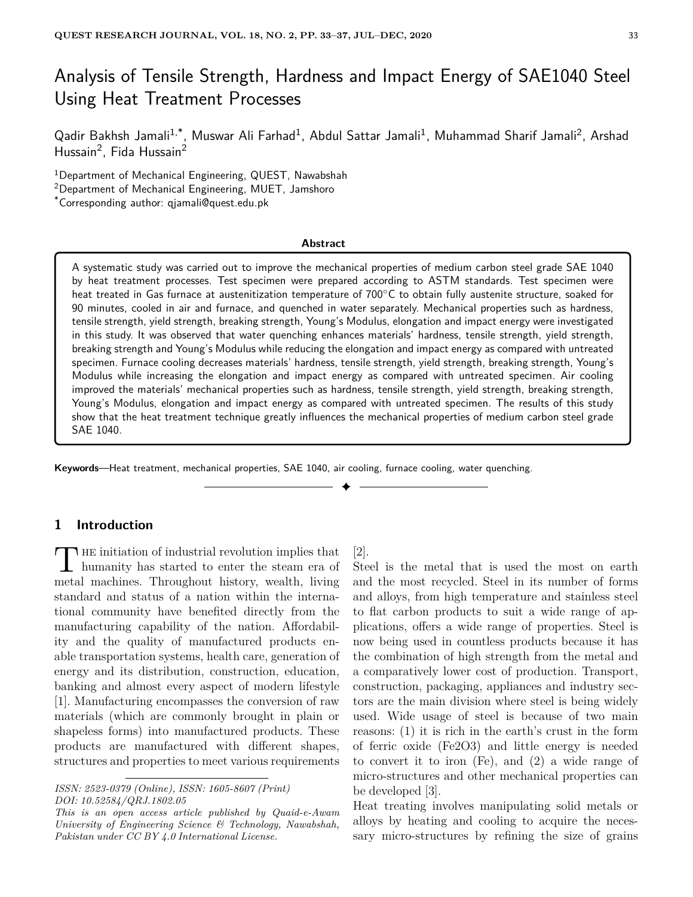# Analysis of Tensile Strength, Hardness and Impact Energy of SAE1040 Steel Using Heat Treatment Processes

Qadir Bakhsh Jamali[1,*], Muswar Ali Farhad[1], Abdul Sattar Jamali[1], Muhammad Sharif Jamali[2], Arshad Hussain[2], Fida Hussain[2]

[1]Department of Mechanical Engineering, QUEST, Nawabshah

[2]Department of Mechanical Engineering, MUET, Jamshoro

[*]Corresponding author: qjamali@quest.edu.pk

**Abstract**

A systematic study was carried out to improve the mechanical properties of medium carbon steel grade SAE 1040 by heat treatment processes. Test specimen were prepared according to ASTM standards. Test specimen were heat treated in Gas furnace at austenitization temperature of 700°C to obtain fully austenite structure, soaked for 90 minutes, cooled in air and furnace, and quenched in water separately. Mechanical properties such as hardness, tensile strength, yield strength, breaking strength, Young's Modulus, elongation and impact energy were investigated in this study. It was observed that water quenching enhances materials' hardness, tensile strength, yield strength, breaking strength and Young's Modulus while reducing the elongation and impact energy as compared with untreated specimen. Furnace cooling decreases materials' hardness, tensile strength, yield strength, breaking strength, Young's Modulus while increasing the elongation and impact energy as compared with untreated specimen. Air cooling improved the materials' mechanical properties such as hardness, tensile strength, yield strength, breaking strength, Young's Modulus, elongation and impact energy as compared with untreated specimen. The results of this study show that the heat treatment technique greatly influences the mechanical properties of medium carbon steel grade SAE 1040.

**Keywords**—Heat treatment, mechanical properties, SAE 1040, air cooling, furnace cooling, water quenching.

## 1 Introduction

The initiation of industrial revolution implies that humanity has started to enter the steam era of metal machines. Throughout history, wealth, living standard and status of a nation within the international community have benefited directly from the manufacturing capability of the nation. Affordability and the quality of manufactured products enable transportation systems, health care, generation of energy and its distribution, construction, education, banking and almost every aspect of modern lifestyle [1]. Manufacturing encompasses the conversion of raw materials (which are commonly brought in plain or shapeless forms) into manufactured products. These products are manufactured with different shapes, structures and properties to meet various requirements [2].

Steel is the metal that is used the most on earth and the most recycled. Steel in its number of forms and alloys, from high temperature and stainless steel to flat carbon products to suit a wide range of applications, offers a wide range of properties. Steel is now being used in countless products because it has the combination of high strength from the metal and a comparatively lower cost of production. Transport, construction, packaging, appliances and industry sectors are the main division where steel is being widely used. Wide usage of steel is because of two main reasons: (1) it is rich in the earth's crust in the form of ferric oxide ($Fe_2O_3$) and little energy is needed to convert it to iron (Fe), and (2) a wide range of micro-structures and other mechanical properties can be developed [3].

Heat treating involves manipulating solid metals or alloys by heating and cooling to acquire the necessary micro-structures by refining the size of grains

*ISSN: 2523-0379 (Online), ISSN: 1605-8607 (Print)*
*DOI: 10.52584/QRJ.1802.05*
*This is an open access article published by Quaid-e-Awam University of Engineering Science & Technology, Nawabshah, Pakistan under CC BY 4.0 International License.*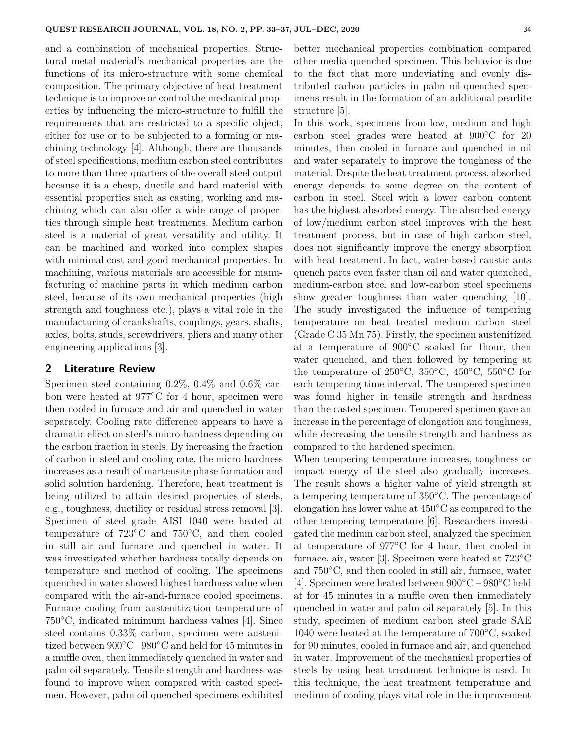and a combination of mechanical properties. Structural metal material's mechanical properties are the functions of its micro-structure with some chemical composition. The primary objective of heat treatment technique is to improve or control the mechanical properties by influencing the micro-structure to fulfill the requirements that are restricted to a specific object, either for use or to be subjected to a forming or machining technology [4]. Although, there are thousands of steel specifications, medium carbon steel contributes to more than three quarters of the overall steel output because it is a cheap, ductile and hard material with essential properties such as casting, working and machining which can also offer a wide range of properties through simple heat treatments. Medium carbon steel is a material of great versatility and utility. It can be machined and worked into complex shapes with minimal cost and good mechanical properties. In machining, various materials are accessible for manufacturing of machine parts in which medium carbon steel, because of its own mechanical properties (high strength and toughness etc.), plays a vital role in the manufacturing of crankshafts, couplings, gears, shafts, axles, bolts, studs, screwdrivers, pliers and many other engineering applications [3].

## 2 Literature Review

Specimen steel containing 0.2%, 0.4% and 0.6% carbon were heated at 977°C for 4 hour, specimen were then cooled in furnace and air and quenched in water separately. Cooling rate difference appears to have a dramatic effect on steel's micro-hardness depending on the carbon fraction in steels. By increasing the fraction of carbon in steel and cooling rate, the micro-hardness increases as a result of martensite phase formation and solid solution hardening. Therefore, heat treatment is being utilized to attain desired properties of steels, e.g., toughness, ductility or residual stress removal [3]. Specimen of steel grade AISI 1040 were heated at temperature of 723°C and 750°C, and then cooled in still air and furnace and quenched in water. It was investigated whether hardness totally depends on temperature and method of cooling. The specimens quenched in water showed highest hardness value when compared with the air-and-furnace cooled specimens. Furnace cooling from austenitization temperature of 750°C, indicated minimum hardness values [4]. Since steel contains 0.33% carbon, specimen were austenitized between 900°C– 980°C and held for 45 minutes in a muffle oven, then immediately quenched in water and palm oil separately. Tensile strength and hardness was found to improve when compared with casted specimen. However, palm oil quenched specimens exhibited better mechanical properties combination compared other media-quenched specimen. This behavior is due to the fact that more undeviating and evenly distributed carbon particles in palm oil-quenched specimens result in the formation of an additional pearlite structure [5].

In this work, specimens from low, medium and high carbon steel grades were heated at 900°C for 20 minutes, then cooled in furnace and quenched in oil and water separately to improve the toughness of the material. Despite the heat treatment process, absorbed energy depends to some degree on the content of carbon in steel. Steel with a lower carbon content has the highest absorbed energy. The absorbed energy of low/medium carbon steel improves with the heat treatment process, but in case of high carbon steel, does not significantly improve the energy absorption with heat treatment. In fact, water-based caustic ants quench parts even faster than oil and water quenched, medium-carbon steel and low-carbon steel specimens show greater toughness than water quenching [10]. The study investigated the influence of tempering temperature on heat treated medium carbon steel (Grade C 35 Mn 75). Firstly, the specimen austenitized at a temperature of 900°C soaked for 1hour, then water quenched, and then followed by tempering at the temperature of 250°C, 350°C, 450°C, 550°C for each tempering time interval. The tempered specimen was found higher in tensile strength and hardness than the casted specimen. Tempered specimen gave an increase in the percentage of elongation and toughness, while decreasing the tensile strength and hardness as compared to the hardened specimen.

When tempering temperature increases, toughness or impact energy of the steel also gradually increases. The result shows a higher value of yield strength at a tempering temperature of 350°C. The percentage of elongation has lower value at 450°C as compared to the other tempering temperature [6]. Researchers investigated the medium carbon steel, analyzed the specimen at temperature of 977°C for 4 hour, then cooled in furnace, air, water [3]. Specimen were heated at 723°C and 750°C, and then cooled in still air, furnace, water [4]. Specimen were heated between 900°C – 980°C held at for 45 minutes in a muffle oven then immediately quenched in water and palm oil separately [5]. In this study, specimen of medium carbon steel grade SAE 1040 were heated at the temperature of 700°C, soaked for 90 minutes, cooled in furnace and air, and quenched in water. Improvement of the mechanical properties of steels by using heat treatment technique is used. In this technique, the heat treatment temperature and medium of cooling plays vital role in the improvement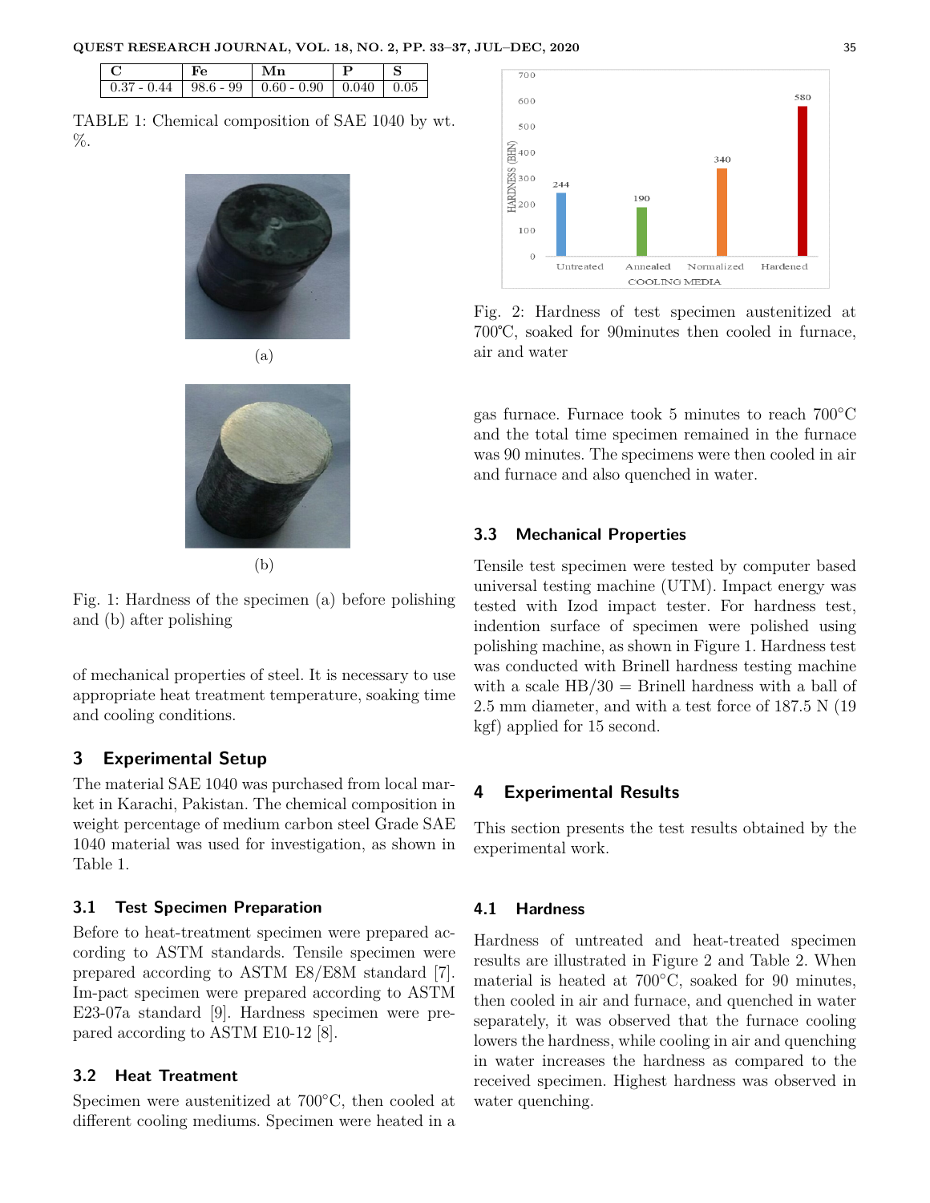| C | Fe | Mn | P | S |
|---|---|---|---|---|
| 0.37 - 0.44 | 98.6 - 99 | 0.60 - 0.90 | 0.040 | 0.05 |

TABLE 1: Chemical composition of SAE 1040 by wt. %.

(a)

(b)

Fig. 1: Hardness of the specimen (a) before polishing and (b) after polishing

of mechanical properties of steel. It is necessary to use appropriate heat treatment temperature, soaking time and cooling conditions.

## 3 Experimental Setup

The material SAE 1040 was purchased from local market in Karachi, Pakistan. The chemical composition in weight percentage of medium carbon steel Grade SAE 1040 material was used for investigation, as shown in Table 1.

### 3.1 Test Specimen Preparation

Before to heat-treatment specimen were prepared according to ASTM standards. Tensile specimen were prepared according to ASTM E8/E8M standard [7]. Im-pact specimen were prepared according to ASTM E23-07a standard [9]. Hardness specimen were prepared according to ASTM E10-12 [8].

### 3.2 Heat Treatment

Specimen were austenitized at 700°C, then cooled at different cooling mediums. Specimen were heated in a gas furnace. Furnace took 5 minutes to reach 700°C and the total time specimen remained in the furnace was 90 minutes. The specimens were then cooled in air and furnace and also quenched in water.

Fig. 2: Hardness of test specimen austenitized at 700℃, soaked for 90minutes then cooled in furnace, air and water

### 3.3 Mechanical Properties

Tensile test specimen were tested by computer based universal testing machine (UTM). Impact energy was tested with Izod impact tester. For hardness test, indention surface of specimen were polished using polishing machine, as shown in Figure 1. Hardness test was conducted with Brinell hardness testing machine with a scale HB/30 = Brinell hardness with a ball of 2.5 mm diameter, and with a test force of 187.5 N (19 kgf) applied for 15 second.

## 4 Experimental Results

This section presents the test results obtained by the experimental work.

### 4.1 Hardness

Hardness of untreated and heat-treated specimen results are illustrated in Figure 2 and Table 2. When material is heated at 700°C, soaked for 90 minutes, then cooled in air and furnace, and quenched in water separately, it was observed that the furnace cooling lowers the hardness, while cooling in air and quenching in water increases the hardness as compared to the received specimen. Highest hardness was observed in water quenching.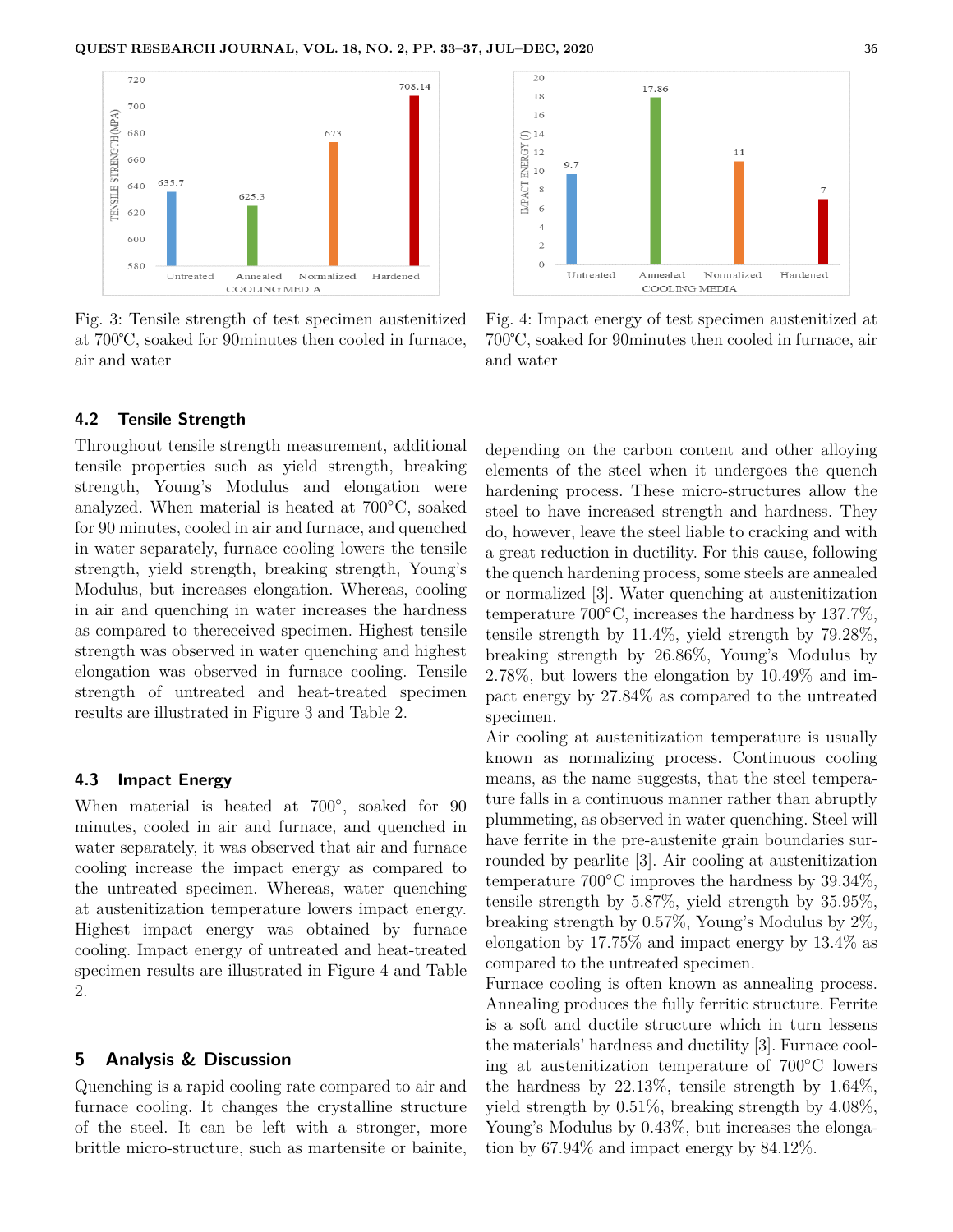Fig. 3: Tensile strength of test specimen austenitized at 700℃, soaked for 90minutes then cooled in furnace, air and water

Fig. 4: Impact energy of test specimen austenitized at 700℃, soaked for 90minutes then cooled in furnace, air and water

### 4.2 Tensile Strength

Throughout tensile strength measurement, additional tensile properties such as yield strength, breaking strength, Young's Modulus and elongation were analyzed. When material is heated at 700°C, soaked for 90 minutes, cooled in air and furnace, and quenched in water separately, furnace cooling lowers the tensile strength, yield strength, breaking strength, Young's Modulus, but increases elongation. Whereas, cooling in air and quenching in water increases the hardness as compared to thereceived specimen. Highest tensile strength was observed in water quenching and highest elongation was observed in furnace cooling. Tensile strength of untreated and heat-treated specimen results are illustrated in Figure 3 and Table 2.

### 4.3 Impact Energy

When material is heated at 700°, soaked for 90 minutes, cooled in air and furnace, and quenched in water separately, it was observed that air and furnace cooling increase the impact energy as compared to the untreated specimen. Whereas, water quenching at austenitization temperature lowers impact energy. Highest impact energy was obtained by furnace cooling. Impact energy of untreated and heat-treated specimen results are illustrated in Figure 4 and Table 2.

## 5 Analysis & Discussion

Quenching is a rapid cooling rate compared to air and furnace cooling. It changes the crystalline structure of the steel. It can be left with a stronger, more brittle micro-structure, such as martensite or bainite, depending on the carbon content and other alloying elements of the steel when it undergoes the quench hardening process. These micro-structures allow the steel to have increased strength and hardness. They do, however, leave the steel liable to cracking and with a great reduction in ductility. For this cause, following the quench hardening process, some steels are annealed or normalized [3]. Water quenching at austenitization temperature 700°C, increases the hardness by 137.7%, tensile strength by 11.4%, yield strength by 79.28%, breaking strength by 26.86%, Young's Modulus by 2.78%, but lowers the elongation by 10.49% and impact energy by 27.84% as compared to the untreated specimen.

Air cooling at austenitization temperature is usually known as normalizing process. Continuous cooling means, as the name suggests, that the steel temperature falls in a continuous manner rather than abruptly plummeting, as observed in water quenching. Steel will have ferrite in the pre-austenite grain boundaries surrounded by pearlite [3]. Air cooling at austenitization temperature 700°C improves the hardness by 39.34%, tensile strength by 5.87%, yield strength by 35.95%, breaking strength by 0.57%, Young's Modulus by 2%, elongation by 17.75% and impact energy by 13.4% as compared to the untreated specimen.

Furnace cooling is often known as annealing process. Annealing produces the fully ferritic structure. Ferrite is a soft and ductile structure which in turn lessens the materials' hardness and ductility [3]. Furnace cooling at austenitization temperature of 700°C lowers the hardness by 22.13%, tensile strength by 1.64%, yield strength by 0.51%, breaking strength by 4.08%, Young's Modulus by 0.43%, but increases the elongation by 67.94% and impact energy by 84.12%.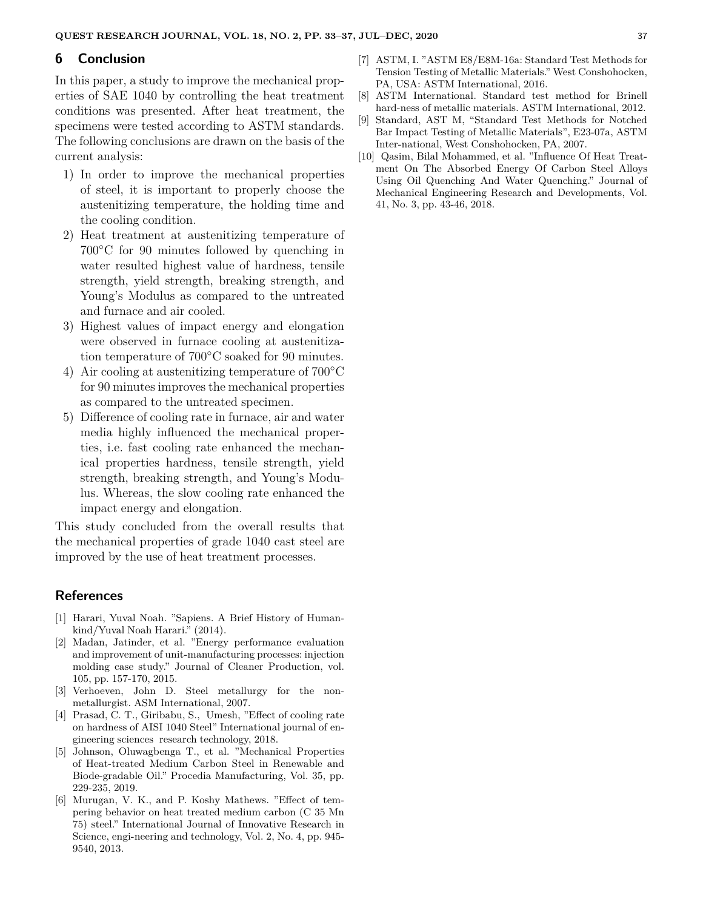## 6 Conclusion

In this paper, a study to improve the mechanical properties of SAE 1040 by controlling the heat treatment conditions was presented. After heat treatment, the specimens were tested according to ASTM standards. The following conclusions are drawn on the basis of the current analysis:

1) In order to improve the mechanical properties of steel, it is important to properly choose the austenitizing temperature, the holding time and the cooling condition.
2) Heat treatment at austenitizing temperature of 700°C for 90 minutes followed by quenching in water resulted highest value of hardness, tensile strength, yield strength, breaking strength, and Young's Modulus as compared to the untreated and furnace and air cooled.
3) Highest values of impact energy and elongation were observed in furnace cooling at austenitization temperature of 700°C soaked for 90 minutes.
4) Air cooling at austenitizing temperature of 700°C for 90 minutes improves the mechanical properties as compared to the untreated specimen.
5) Difference of cooling rate in furnace, air and water media highly influenced the mechanical properties, i.e. fast cooling rate enhanced the mechanical properties hardness, tensile strength, yield strength, breaking strength, and Young's Modulus. Whereas, the slow cooling rate enhanced the impact energy and elongation.

This study concluded from the overall results that the mechanical properties of grade 1040 cast steel are improved by the use of heat treatment processes.

## References

[1] Harari, Yuval Noah. "Sapiens. A Brief History of Humankind/Yuval Noah Harari." (2014).

[2] Madan, Jatinder, et al. "Energy performance evaluation and improvement of unit-manufacturing processes: injection molding case study." Journal of Cleaner Production, vol. 105, pp. 157-170, 2015.

[3] Verhoeven, John D. Steel metallurgy for the non-metallurgist. ASM International, 2007.

[4] Prasad, C. T., Giribabu, S., Umesh, "Effect of cooling rate on hardness of AISI 1040 Steel" International journal of engineering sciences research technology, 2018.

[5] Johnson, Oluwagbenga T., et al. "Mechanical Properties of Heat-treated Medium Carbon Steel in Renewable and Biode-gradable Oil." Procedia Manufacturing, Vol. 35, pp. 229-235, 2019.

[6] Murugan, V. K., and P. Koshy Mathews. "Effect of tempering behavior on heat treated medium carbon (C 35 Mn 75) steel." International Journal of Innovative Research in Science, engi-neering and technology, Vol. 2, No. 4, pp. 945-9540, 2013.

[7] ASTM, I. "ASTM E8/E8M-16a: Standard Test Methods for Tension Testing of Metallic Materials." West Conshohocken, PA, USA: ASTM International, 2016.

[8] ASTM International. Standard test method for Brinell hard-ness of metallic materials. ASTM International, 2012.

[9] Standard, AST M, "Standard Test Methods for Notched Bar Impact Testing of Metallic Materials", E23-07a, ASTM Inter-national, West Conshohocken, PA, 2007.

[10] Qasim, Bilal Mohammed, et al. "Influence Of Heat Treatment On The Absorbed Energy Of Carbon Steel Alloys Using Oil Quenching And Water Quenching." Journal of Mechanical Engineering Research and Developments, Vol. 41, No. 3, pp. 43-46, 2018.